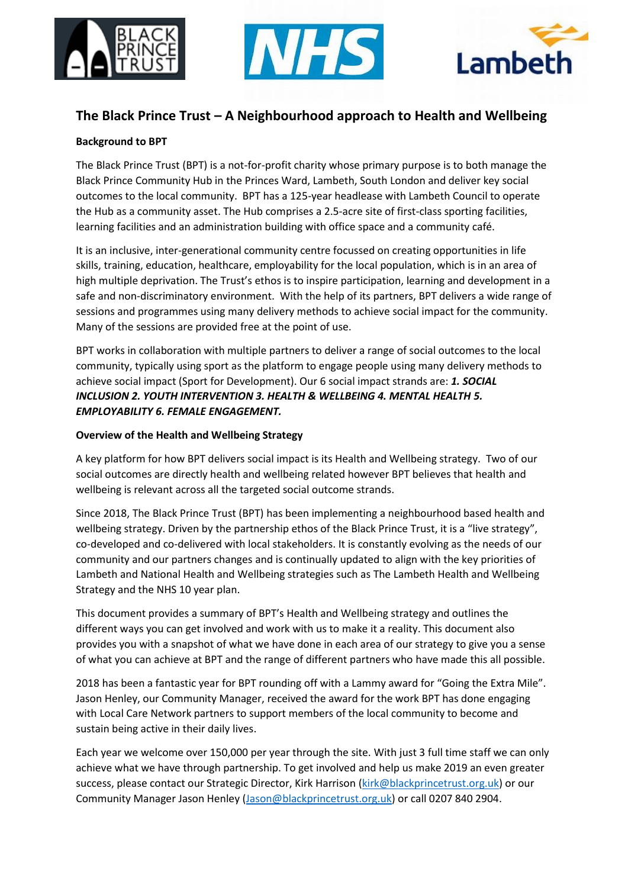# The Black Prince Trust – A Neighbourhood approach to Health and Wellbeing

**Background to BPT**

The Black Prince Trust (BPT) is a not-for-profit charity whose primary purpose is to both manage the Black Prince Community Hub in the Princes Ward, Lambeth, South London and deliver key social outcomes to the local community. BPT has a 125-year headlease with Lambeth Council to operate the Hub as a community asset. The Hub comprises a 2.5-acre site of first-class sporting facilities, learning facilities and an administration building with office space and a community café.

It is an inclusive, inter-generational community centre focussed on creating opportunities in life skills, training, education, healthcare, employability for the local population, which is in an area of high multiple deprivation. The Trust's ethos is to inspire participation, learning and development in a safe and non-discriminatory environment. With the help of its partners, BPT delivers a wide range of sessions and programmes using many delivery methods to achieve social impact for the community. Many of the sessions are provided free at the point of use.

BPT works in collaboration with multiple partners to deliver a range of social outcomes to the local community, typically using sport as the platform to engage people using many delivery methods to achieve social impact (Sport for Development). Our 6 social impact strands are: ***1. SOCIAL INCLUSION 2. YOUTH INTERVENTION 3. HEALTH & WELLBEING 4. MENTAL HEALTH 5. EMPLOYABILITY 6. FEMALE ENGAGEMENT.***

**Overview of the Health and Wellbeing Strategy**

A key platform for how BPT delivers social impact is its Health and Wellbeing strategy. Two of our social outcomes are directly health and wellbeing related however BPT believes that health and wellbeing is relevant across all the targeted social outcome strands.

Since 2018, The Black Prince Trust (BPT) has been implementing a neighbourhood based health and wellbeing strategy. Driven by the partnership ethos of the Black Prince Trust, it is a "live strategy", co-developed and co-delivered with local stakeholders. It is constantly evolving as the needs of our community and our partners changes and is continually updated to align with the key priorities of Lambeth and National Health and Wellbeing strategies such as The Lambeth Health and Wellbeing Strategy and the NHS 10 year plan.

This document provides a summary of BPT's Health and Wellbeing strategy and outlines the different ways you can get involved and work with us to make it a reality. This document also provides you with a snapshot of what we have done in each area of our strategy to give you a sense of what you can achieve at BPT and the range of different partners who have made this all possible.

2018 has been a fantastic year for BPT rounding off with a Lammy award for "Going the Extra Mile". Jason Henley, our Community Manager, received the award for the work BPT has done engaging with Local Care Network partners to support members of the local community to become and sustain being active in their daily lives.

Each year we welcome over 150,000 per year through the site. With just 3 full time staff we can only achieve what we have through partnership. To get involved and help us make 2019 an even greater success, please contact our Strategic Director, Kirk Harrison (kirk@blackprincetrust.org.uk) or our Community Manager Jason Henley (Jason@blackprincetrust.org.uk) or call 0207 840 2904.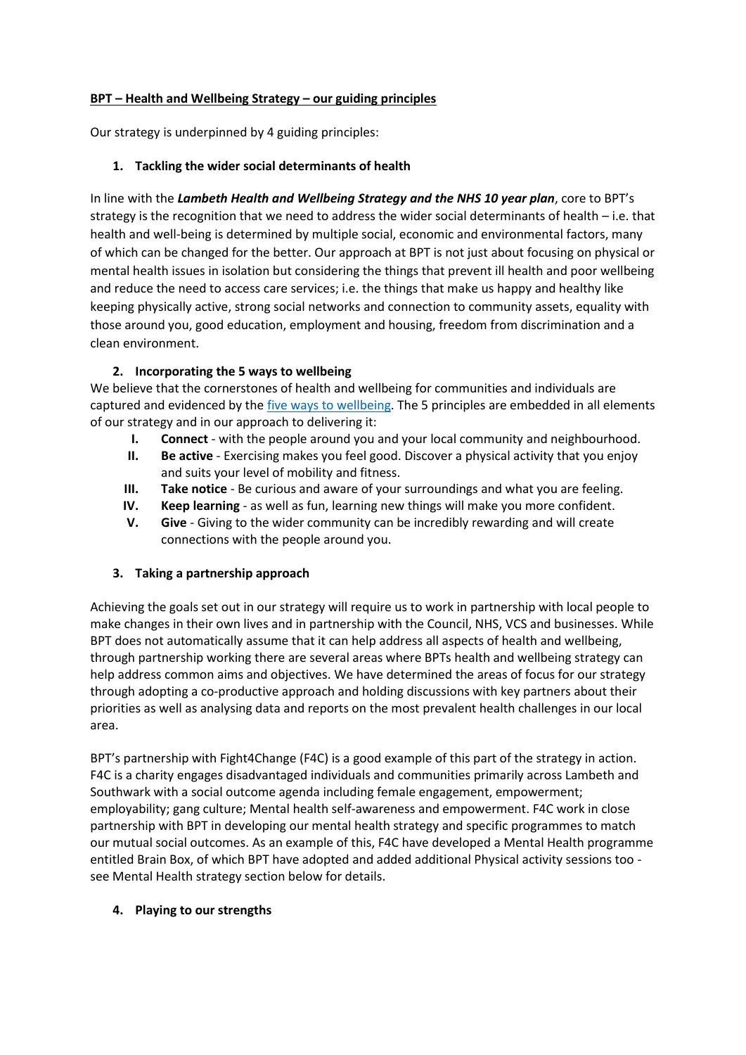**BPT – Health and Wellbeing Strategy – our guiding principles**

Our strategy is underpinned by 4 guiding principles:

1. **Tackling the wider social determinants of health**

In line with the ***Lambeth Health and Wellbeing Strategy and the NHS 10 year plan***, core to BPT's strategy is the recognition that we need to address the wider social determinants of health – i.e. that health and well-being is determined by multiple social, economic and environmental factors, many of which can be changed for the better. Our approach at BPT is not just about focusing on physical or mental health issues in isolation but considering the things that prevent ill health and poor wellbeing and reduce the need to access care services; i.e. the things that make us happy and healthy like keeping physically active, strong social networks and connection to community assets, equality with those around you, good education, employment and housing, freedom from discrimination and a clean environment.

2. **Incorporating the 5 ways to wellbeing**

We believe that the cornerstones of health and wellbeing for communities and individuals are captured and evidenced by the five ways to wellbeing. The 5 principles are embedded in all elements of our strategy and in our approach to delivering it:

- **I. Connect** - with the people around you and your local community and neighbourhood.
- **II. Be active** - Exercising makes you feel good. Discover a physical activity that you enjoy and suits your level of mobility and fitness.
- **III. Take notice** - Be curious and aware of your surroundings and what you are feeling.
- **IV. Keep learning** - as well as fun, learning new things will make you more confident.
- **V. Give** - Giving to the wider community can be incredibly rewarding and will create connections with the people around you.

3. **Taking a partnership approach**

Achieving the goals set out in our strategy will require us to work in partnership with local people to make changes in their own lives and in partnership with the Council, NHS, VCS and businesses. While BPT does not automatically assume that it can help address all aspects of health and wellbeing, through partnership working there are several areas where BPTs health and wellbeing strategy can help address common aims and objectives. We have determined the areas of focus for our strategy through adopting a co-productive approach and holding discussions with key partners about their priorities as well as analysing data and reports on the most prevalent health challenges in our local area.

BPT's partnership with Fight4Change (F4C) is a good example of this part of the strategy in action. F4C is a charity engages disadvantaged individuals and communities primarily across Lambeth and Southwark with a social outcome agenda including female engagement, empowerment; employability; gang culture; Mental health self-awareness and empowerment. F4C work in close partnership with BPT in developing our mental health strategy and specific programmes to match our mutual social outcomes. As an example of this, F4C have developed a Mental Health programme entitled Brain Box, of which BPT have adopted and added additional Physical activity sessions too - see Mental Health strategy section below for details.

4. **Playing to our strengths**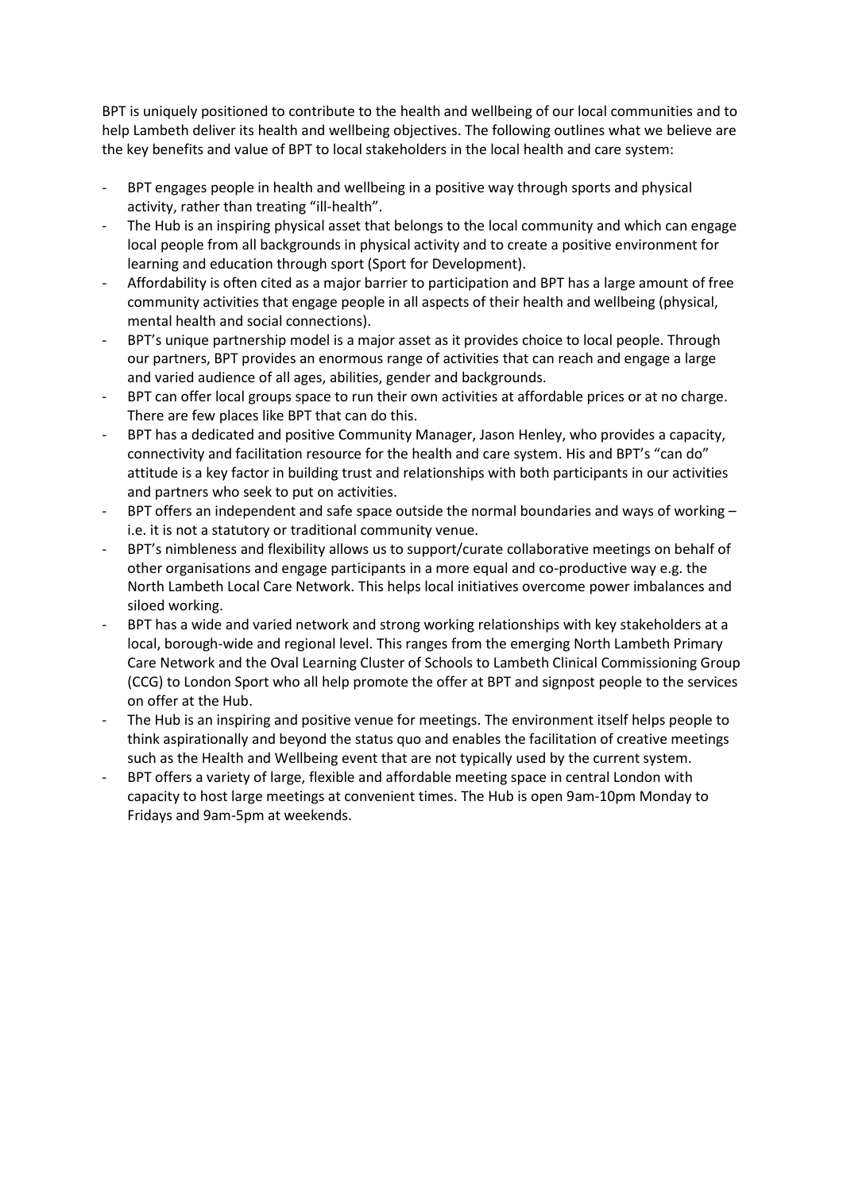BPT is uniquely positioned to contribute to the health and wellbeing of our local communities and to help Lambeth deliver its health and wellbeing objectives. The following outlines what we believe are the key benefits and value of BPT to local stakeholders in the local health and care system:

- BPT engages people in health and wellbeing in a positive way through sports and physical activity, rather than treating "ill-health".
- The Hub is an inspiring physical asset that belongs to the local community and which can engage local people from all backgrounds in physical activity and to create a positive environment for learning and education through sport (Sport for Development).
- Affordability is often cited as a major barrier to participation and BPT has a large amount of free community activities that engage people in all aspects of their health and wellbeing (physical, mental health and social connections).
- BPT's unique partnership model is a major asset as it provides choice to local people. Through our partners, BPT provides an enormous range of activities that can reach and engage a large and varied audience of all ages, abilities, gender and backgrounds.
- BPT can offer local groups space to run their own activities at affordable prices or at no charge. There are few places like BPT that can do this.
- BPT has a dedicated and positive Community Manager, Jason Henley, who provides a capacity, connectivity and facilitation resource for the health and care system. His and BPT's "can do" attitude is a key factor in building trust and relationships with both participants in our activities and partners who seek to put on activities.
- BPT offers an independent and safe space outside the normal boundaries and ways of working – i.e. it is not a statutory or traditional community venue.
- BPT's nimbleness and flexibility allows us to support/curate collaborative meetings on behalf of other organisations and engage participants in a more equal and co-productive way e.g. the North Lambeth Local Care Network. This helps local initiatives overcome power imbalances and siloed working.
- BPT has a wide and varied network and strong working relationships with key stakeholders at a local, borough-wide and regional level. This ranges from the emerging North Lambeth Primary Care Network and the Oval Learning Cluster of Schools to Lambeth Clinical Commissioning Group (CCG) to London Sport who all help promote the offer at BPT and signpost people to the services on offer at the Hub.
- The Hub is an inspiring and positive venue for meetings. The environment itself helps people to think aspirationally and beyond the status quo and enables the facilitation of creative meetings such as the Health and Wellbeing event that are not typically used by the current system.
- BPT offers a variety of large, flexible and affordable meeting space in central London with capacity to host large meetings at convenient times. The Hub is open 9am-10pm Monday to Fridays and 9am-5pm at weekends.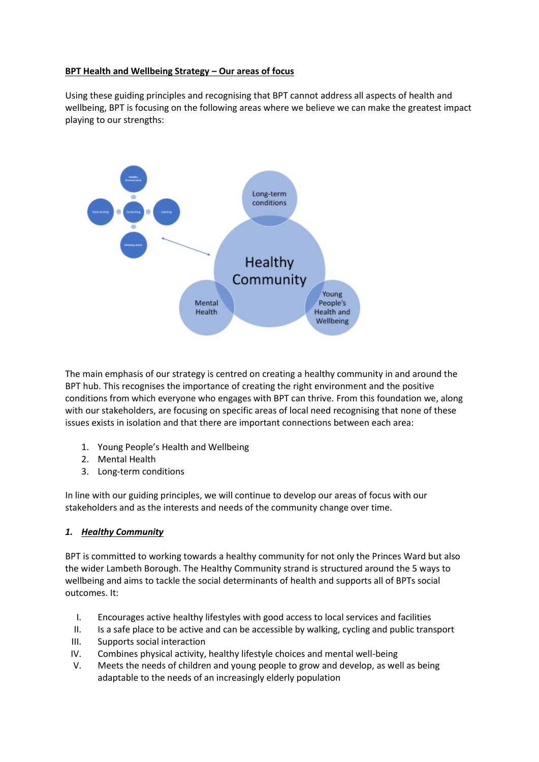**BPT Health and Wellbeing Strategy – Our areas of focus**

Using these guiding principles and recognising that BPT cannot address all aspects of health and wellbeing, BPT is focusing on the following areas where we believe we can make the greatest impact playing to our strengths:

The main emphasis of our strategy is centred on creating a healthy community in and around the BPT hub. This recognises the importance of creating the right environment and the positive conditions from which everyone who engages with BPT can thrive. From this foundation we, along with our stakeholders, are focusing on specific areas of local need recognising that none of these issues exists in isolation and that there are important connections between each area:

1. Young People's Health and Wellbeing
2. Mental Health
3. Long-term conditions

In line with our guiding principles, we will continue to develop our areas of focus with our stakeholders and as the interests and needs of the community change over time.

### *1. Healthy Community*

BPT is committed to working towards a healthy community for not only the Princes Ward but also the wider Lambeth Borough. The Healthy Community strand is structured around the 5 ways to wellbeing and aims to tackle the social determinants of health and supports all of BPTs social outcomes. It:

I. Encourages active healthy lifestyles with good access to local services and facilities
II. Is a safe place to be active and can be accessible by walking, cycling and public transport
III. Supports social interaction
IV. Combines physical activity, healthy lifestyle choices and mental well-being
V. Meets the needs of children and young people to grow and develop, as well as being adaptable to the needs of an increasingly elderly population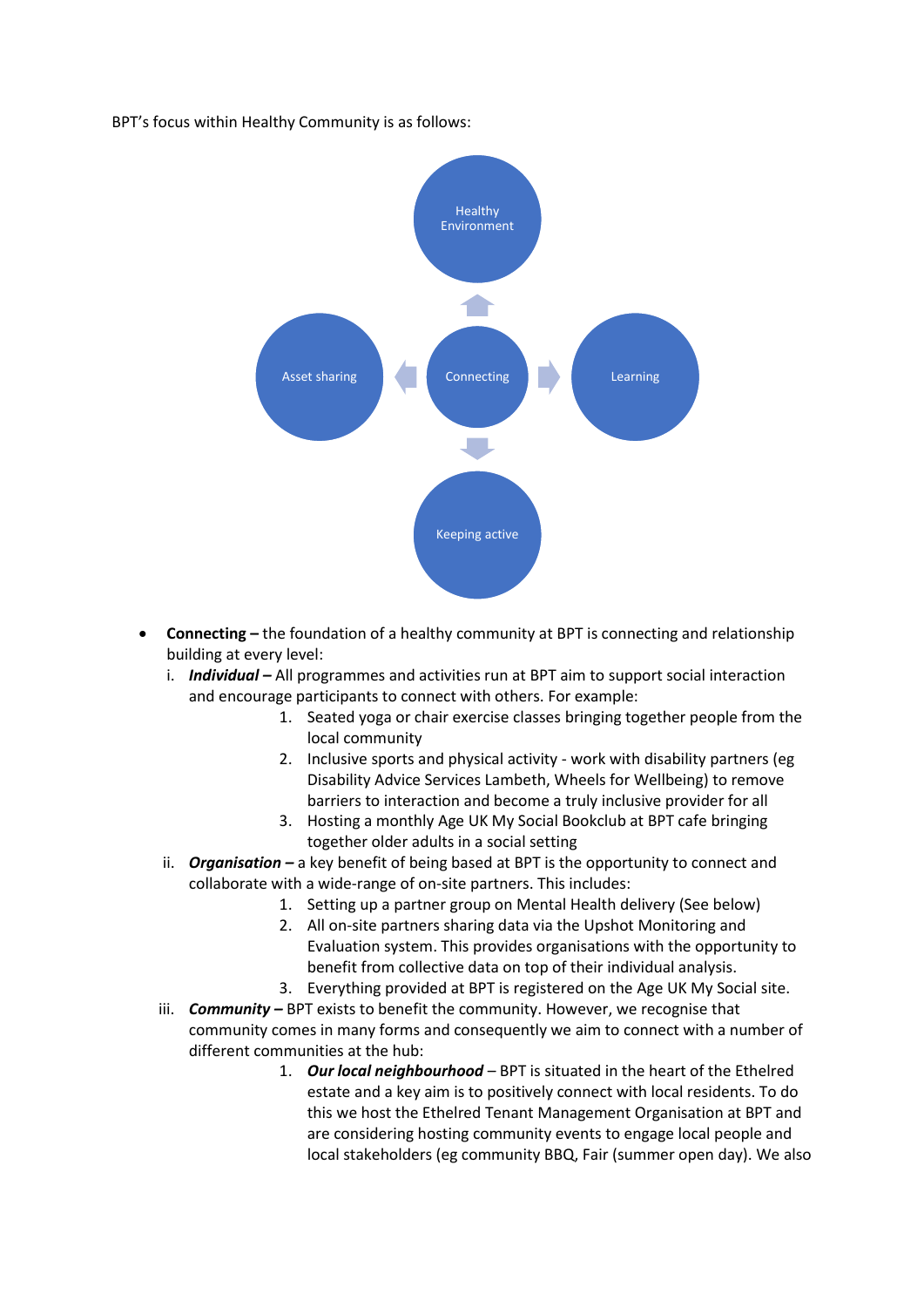BPT's focus within Healthy Community is as follows:

Healthy Environment

Asset sharing — Connecting — Learning

Keeping active

- **Connecting –** the foundation of a healthy community at BPT is connecting and relationship building at every level:
  1. ***Individual –*** All programmes and activities run at BPT aim to support social interaction and encourage participants to connect with others. For example:
     1. Seated yoga or chair exercise classes bringing together people from the local community
     2. Inclusive sports and physical activity - work with disability partners (eg Disability Advice Services Lambeth, Wheels for Wellbeing) to remove barriers to interaction and become a truly inclusive provider for all
     3. Hosting a monthly Age UK My Social Bookclub at BPT cafe bringing together older adults in a social setting
  2. ***Organisation –*** a key benefit of being based at BPT is the opportunity to connect and collaborate with a wide-range of on-site partners. This includes:
     1. Setting up a partner group on Mental Health delivery (See below)
     2. All on-site partners sharing data via the Upshot Monitoring and Evaluation system. This provides organisations with the opportunity to benefit from collective data on top of their individual analysis.
     3. Everything provided at BPT is registered on the Age UK My Social site.
  3. ***Community –*** BPT exists to benefit the community. However, we recognise that community comes in many forms and consequently we aim to connect with a number of different communities at the hub:
     1. ***Our local neighbourhood*** – BPT is situated in the heart of the Ethelred estate and a key aim is to positively connect with local residents. To do this we host the Ethelred Tenant Management Organisation at BPT and are considering hosting community events to engage local people and local stakeholders (eg community BBQ, Fair (summer open day). We also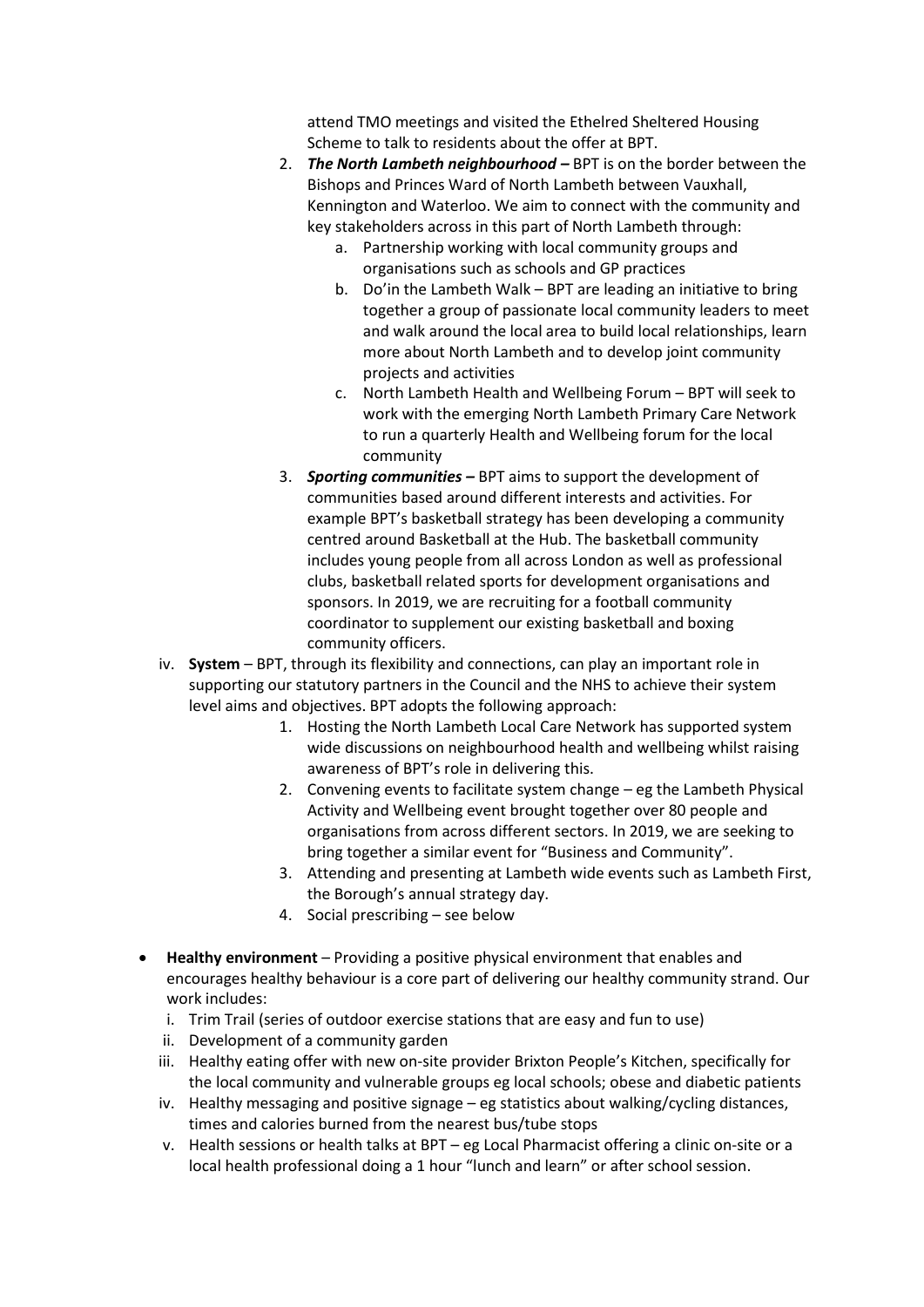attend TMO meetings and visited the Ethelred Sheltered Housing Scheme to talk to residents about the offer at BPT.

2. ***The North Lambeth neighbourhood –*** BPT is on the border between the Bishops and Princes Ward of North Lambeth between Vauxhall, Kennington and Waterloo. We aim to connect with the community and key stakeholders across in this part of North Lambeth through:
    a. Partnership working with local community groups and organisations such as schools and GP practices
    b. Do'in the Lambeth Walk – BPT are leading an initiative to bring together a group of passionate local community leaders to meet and walk around the local area to build local relationships, learn more about North Lambeth and to develop joint community projects and activities
    c. North Lambeth Health and Wellbeing Forum – BPT will seek to work with the emerging North Lambeth Primary Care Network to run a quarterly Health and Wellbeing forum for the local community
3. ***Sporting communities –*** BPT aims to support the development of communities based around different interests and activities. For example BPT's basketball strategy has been developing a community centred around Basketball at the Hub. The basketball community includes young people from all across London as well as professional clubs, basketball related sports for development organisations and sponsors. In 2019, we are recruiting for a football community coordinator to supplement our existing basketball and boxing community officers.

iv. **System** – BPT, through its flexibility and connections, can play an important role in supporting our statutory partners in the Council and the NHS to achieve their system level aims and objectives. BPT adopts the following approach:

1. Hosting the North Lambeth Local Care Network has supported system wide discussions on neighbourhood health and wellbeing whilst raising awareness of BPT's role in delivering this.
2. Convening events to facilitate system change – eg the Lambeth Physical Activity and Wellbeing event brought together over 80 people and organisations from across different sectors. In 2019, we are seeking to bring together a similar event for "Business and Community".
3. Attending and presenting at Lambeth wide events such as Lambeth First, the Borough's annual strategy day.
4. Social prescribing – see below

- **Healthy environment** – Providing a positive physical environment that enables and encourages healthy behaviour is a core part of delivering our healthy community strand. Our work includes:
    i. Trim Trail (series of outdoor exercise stations that are easy and fun to use)
    ii. Development of a community garden
    iii. Healthy eating offer with new on-site provider Brixton People's Kitchen, specifically for the local community and vulnerable groups eg local schools; obese and diabetic patients
    iv. Healthy messaging and positive signage – eg statistics about walking/cycling distances, times and calories burned from the nearest bus/tube stops
    v. Health sessions or health talks at BPT – eg Local Pharmacist offering a clinic on-site or a local health professional doing a 1 hour "lunch and learn" or after school session.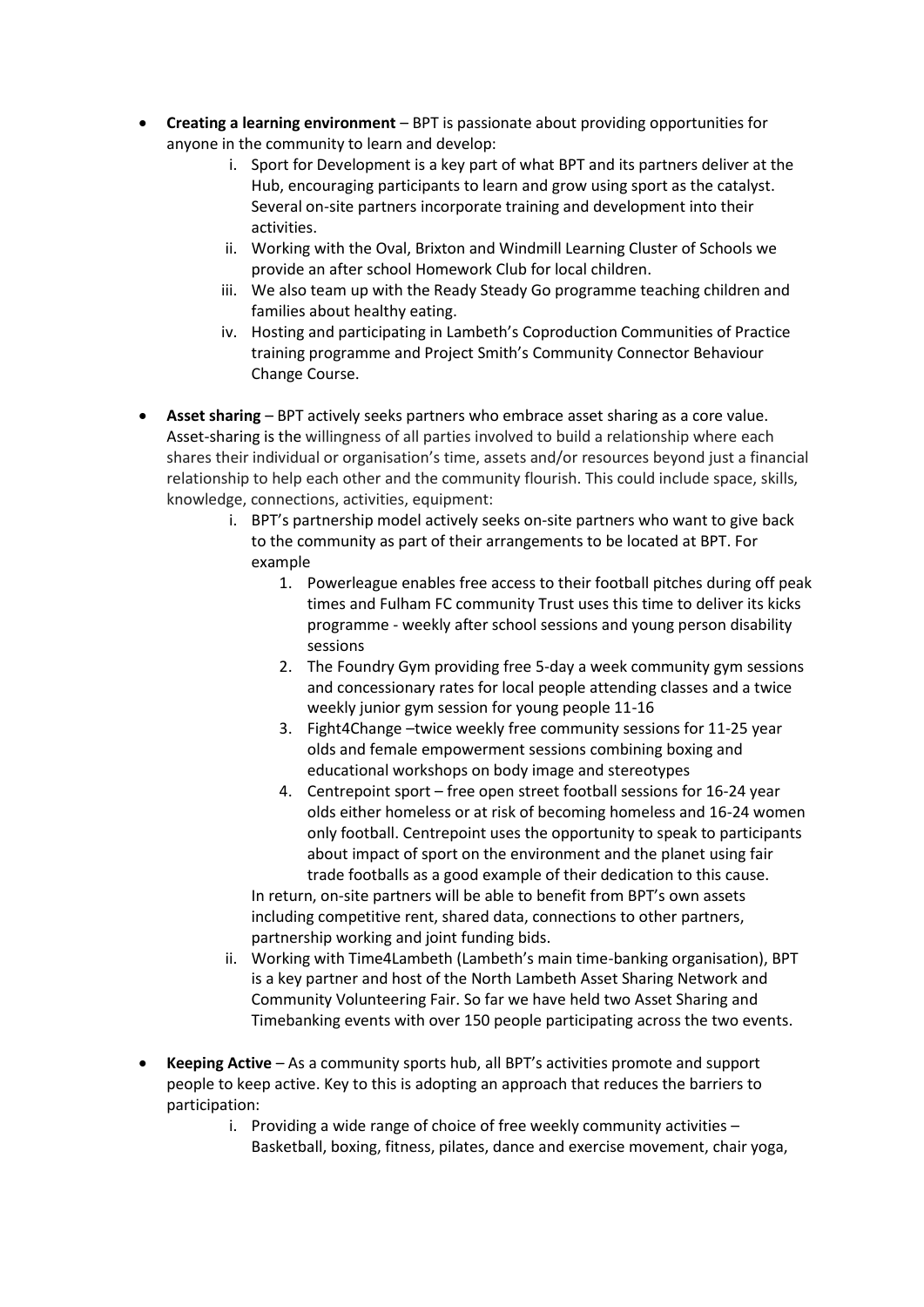- **Creating a learning environment** – BPT is passionate about providing opportunities for anyone in the community to learn and develop:
    i. Sport for Development is a key part of what BPT and its partners deliver at the Hub, encouraging participants to learn and grow using sport as the catalyst. Several on-site partners incorporate training and development into their activities.
    ii. Working with the Oval, Brixton and Windmill Learning Cluster of Schools we provide an after school Homework Club for local children.
    iii. We also team up with the Ready Steady Go programme teaching children and families about healthy eating.
    iv. Hosting and participating in Lambeth's Coproduction Communities of Practice training programme and Project Smith's Community Connector Behaviour Change Course.

- **Asset sharing** – BPT actively seeks partners who embrace asset sharing as a core value. Asset-sharing is the willingness of all parties involved to build a relationship where each shares their individual or organisation's time, assets and/or resources beyond just a financial relationship to help each other and the community flourish. This could include space, skills, knowledge, connections, activities, equipment:
    i. BPT's partnership model actively seeks on-site partners who want to give back to the community as part of their arrangements to be located at BPT. For example
        1. Powerleague enables free access to their football pitches during off peak times and Fulham FC community Trust uses this time to deliver its kicks programme - weekly after school sessions and young person disability sessions
        2. The Foundry Gym providing free 5-day a week community gym sessions and concessionary rates for local people attending classes and a twice weekly junior gym session for young people 11-16
        3. Fight4Change –twice weekly free community sessions for 11-25 year olds and female empowerment sessions combining boxing and educational workshops on body image and stereotypes
        4. Centrepoint sport – free open street football sessions for 16-24 year olds either homeless or at risk of becoming homeless and 16-24 women only football. Centrepoint uses the opportunity to speak to participants about impact of sport on the environment and the planet using fair trade footballs as a good example of their dedication to this cause.

       In return, on-site partners will be able to benefit from BPT's own assets including competitive rent, shared data, connections to other partners, partnership working and joint funding bids.
    ii. Working with Time4Lambeth (Lambeth's main time-banking organisation), BPT is a key partner and host of the North Lambeth Asset Sharing Network and Community Volunteering Fair. So far we have held two Asset Sharing and Timebanking events with over 150 people participating across the two events.

- **Keeping Active** – As a community sports hub, all BPT's activities promote and support people to keep active. Key to this is adopting an approach that reduces the barriers to participation:
    i. Providing a wide range of choice of free weekly community activities – Basketball, boxing, fitness, pilates, dance and exercise movement, chair yoga,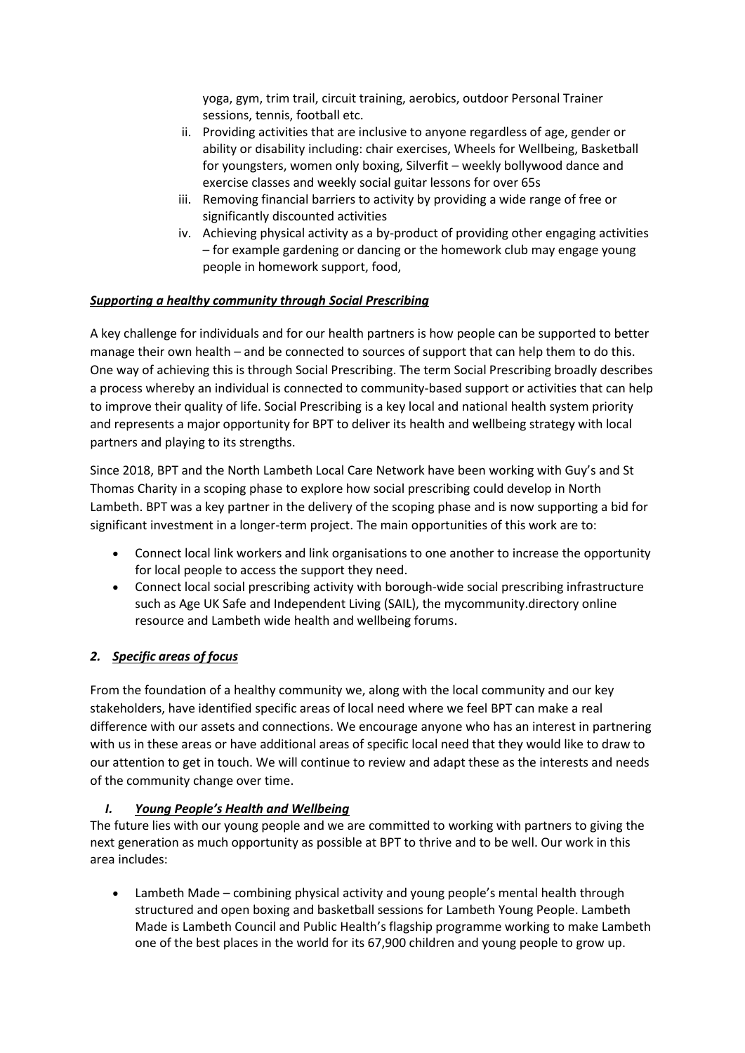yoga, gym, trim trail, circuit training, aerobics, outdoor Personal Trainer sessions, tennis, football etc.

ii. Providing activities that are inclusive to anyone regardless of age, gender or ability or disability including: chair exercises, Wheels for Wellbeing, Basketball for youngsters, women only boxing, Silverfit – weekly bollywood dance and exercise classes and weekly social guitar lessons for over 65s

iii. Removing financial barriers to activity by providing a wide range of free or significantly discounted activities

iv. Achieving physical activity as a by-product of providing other engaging activities – for example gardening or dancing or the homework club may engage young people in homework support, food,

***Supporting a healthy community through Social Prescribing***

A key challenge for individuals and for our health partners is how people can be supported to better manage their own health – and be connected to sources of support that can help them to do this. One way of achieving this is through Social Prescribing. The term Social Prescribing broadly describes a process whereby an individual is connected to community-based support or activities that can help to improve their quality of life. Social Prescribing is a key local and national health system priority and represents a major opportunity for BPT to deliver its health and wellbeing strategy with local partners and playing to its strengths.

Since 2018, BPT and the North Lambeth Local Care Network have been working with Guy's and St Thomas Charity in a scoping phase to explore how social prescribing could develop in North Lambeth. BPT was a key partner in the delivery of the scoping phase and is now supporting a bid for significant investment in a longer-term project. The main opportunities of this work are to:

- Connect local link workers and link organisations to one another to increase the opportunity for local people to access the support they need.
- Connect local social prescribing activity with borough-wide social prescribing infrastructure such as Age UK Safe and Independent Living (SAIL), the mycommunity.directory online resource and Lambeth wide health and wellbeing forums.

## ***2. Specific areas of focus***

From the foundation of a healthy community we, along with the local community and our key stakeholders, have identified specific areas of local need where we feel BPT can make a real difference with our assets and connections. We encourage anyone who has an interest in partnering with us in these areas or have additional areas of specific local need that they would like to draw to our attention to get in touch. We will continue to review and adapt these as the interests and needs of the community change over time.

### ***I. Young People's Health and Wellbeing***

The future lies with our young people and we are committed to working with partners to giving the next generation as much opportunity as possible at BPT to thrive and to be well. Our work in this area includes:

- Lambeth Made – combining physical activity and young people's mental health through structured and open boxing and basketball sessions for Lambeth Young People. Lambeth Made is Lambeth Council and Public Health's flagship programme working to make Lambeth one of the best places in the world for its 67,900 children and young people to grow up.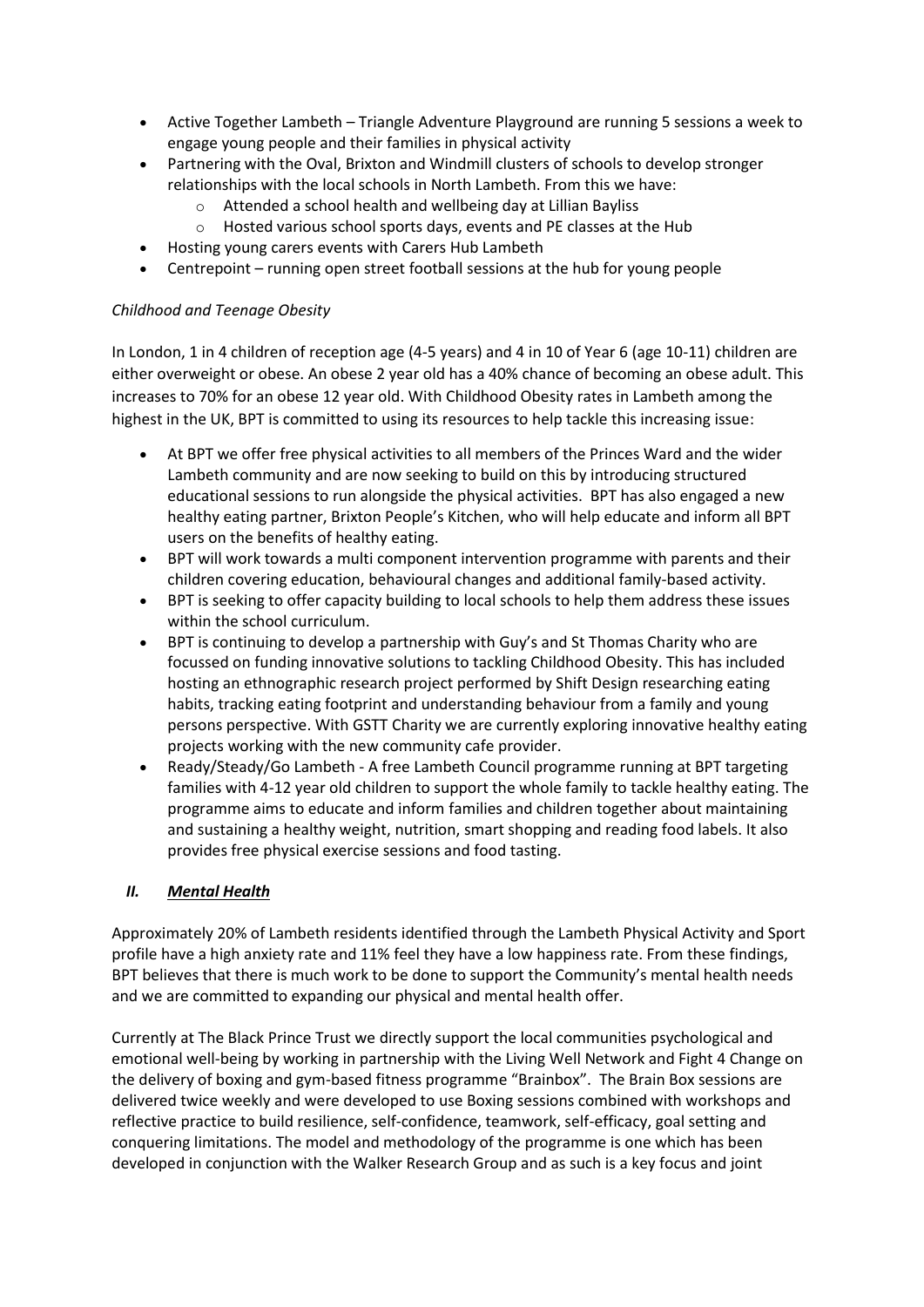- Active Together Lambeth – Triangle Adventure Playground are running 5 sessions a week to engage young people and their families in physical activity
- Partnering with the Oval, Brixton and Windmill clusters of schools to develop stronger relationships with the local schools in North Lambeth. From this we have:
    - Attended a school health and wellbeing day at Lillian Bayliss
    - Hosted various school sports days, events and PE classes at the Hub
- Hosting young carers events with Carers Hub Lambeth
- Centrepoint – running open street football sessions at the hub for young people

*Childhood and Teenage Obesity*

In London, 1 in 4 children of reception age (4-5 years) and 4 in 10 of Year 6 (age 10-11) children are either overweight or obese. An obese 2 year old has a 40% chance of becoming an obese adult. This increases to 70% for an obese 12 year old. With Childhood Obesity rates in Lambeth among the highest in the UK, BPT is committed to using its resources to help tackle this increasing issue:

- At BPT we offer free physical activities to all members of the Princes Ward and the wider Lambeth community and are now seeking to build on this by introducing structured educational sessions to run alongside the physical activities. BPT has also engaged a new healthy eating partner, Brixton People's Kitchen, who will help educate and inform all BPT users on the benefits of healthy eating.
- BPT will work towards a multi component intervention programme with parents and their children covering education, behavioural changes and additional family-based activity.
- BPT is seeking to offer capacity building to local schools to help them address these issues within the school curriculum.
- BPT is continuing to develop a partnership with Guy's and St Thomas Charity who are focussed on funding innovative solutions to tackling Childhood Obesity. This has included hosting an ethnographic research project performed by Shift Design researching eating habits, tracking eating footprint and understanding behaviour from a family and young persons perspective. With GSTT Charity we are currently exploring innovative healthy eating projects working with the new community cafe provider.
- Ready/Steady/Go Lambeth - A free Lambeth Council programme running at BPT targeting families with 4-12 year old children to support the whole family to tackle healthy eating. The programme aims to educate and inform families and children together about maintaining and sustaining a healthy weight, nutrition, smart shopping and reading food labels. It also provides free physical exercise sessions and food tasting.

## II. ***Mental Health***

Approximately 20% of Lambeth residents identified through the Lambeth Physical Activity and Sport profile have a high anxiety rate and 11% feel they have a low happiness rate. From these findings, BPT believes that there is much work to be done to support the Community's mental health needs and we are committed to expanding our physical and mental health offer.

Currently at The Black Prince Trust we directly support the local communities psychological and emotional well-being by working in partnership with the Living Well Network and Fight 4 Change on the delivery of boxing and gym-based fitness programme "Brainbox". The Brain Box sessions are delivered twice weekly and were developed to use Boxing sessions combined with workshops and reflective practice to build resilience, self-confidence, teamwork, self-efficacy, goal setting and conquering limitations. The model and methodology of the programme is one which has been developed in conjunction with the Walker Research Group and as such is a key focus and joint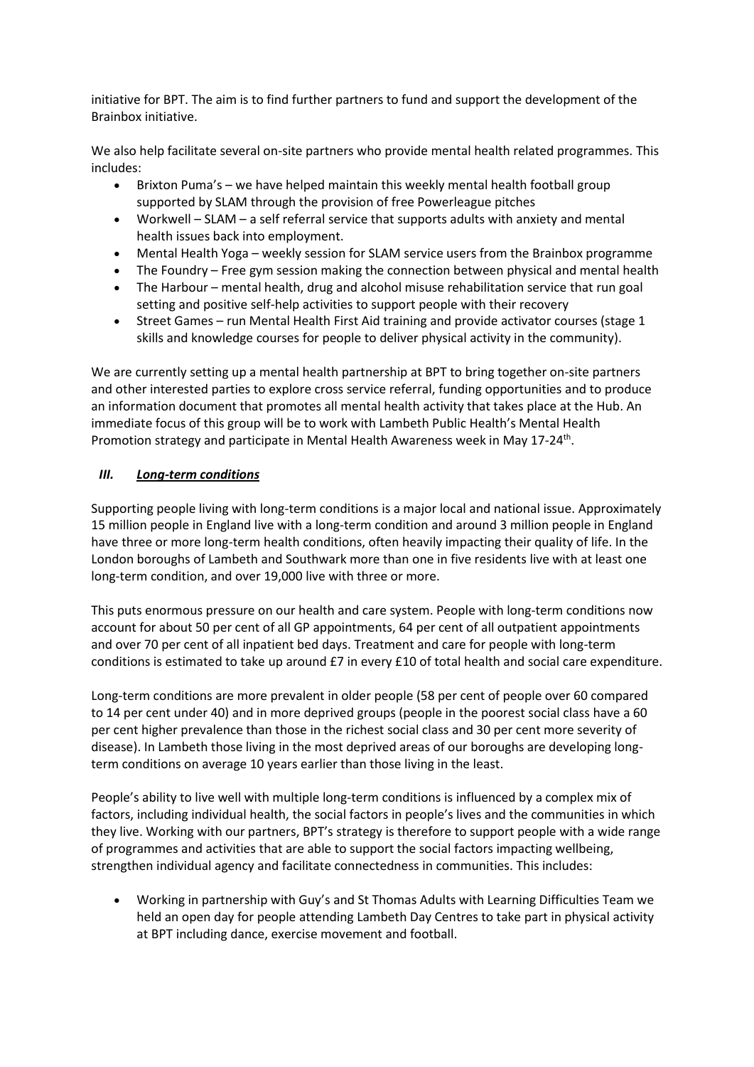initiative for BPT. The aim is to find further partners to fund and support the development of the Brainbox initiative.

We also help facilitate several on-site partners who provide mental health related programmes. This includes:

- Brixton Puma's – we have helped maintain this weekly mental health football group supported by SLAM through the provision of free Powerleague pitches
- Workwell – SLAM – a self referral service that supports adults with anxiety and mental health issues back into employment.
- Mental Health Yoga – weekly session for SLAM service users from the Brainbox programme
- The Foundry – Free gym session making the connection between physical and mental health
- The Harbour – mental health, drug and alcohol misuse rehabilitation service that run goal setting and positive self-help activities to support people with their recovery
- Street Games – run Mental Health First Aid training and provide activator courses (stage 1 skills and knowledge courses for people to deliver physical activity in the community).

We are currently setting up a mental health partnership at BPT to bring together on-site partners and other interested parties to explore cross service referral, funding opportunities and to produce an information document that promotes all mental health activity that takes place at the Hub. An immediate focus of this group will be to work with Lambeth Public Health's Mental Health Promotion strategy and participate in Mental Health Awareness week in May 17-24th.

### ***III. Long-term conditions***

Supporting people living with long-term conditions is a major local and national issue. Approximately 15 million people in England live with a long-term condition and around 3 million people in England have three or more long-term health conditions, often heavily impacting their quality of life. In the London boroughs of Lambeth and Southwark more than one in five residents live with at least one long-term condition, and over 19,000 live with three or more.

This puts enormous pressure on our health and care system. People with long-term conditions now account for about 50 per cent of all GP appointments, 64 per cent of all outpatient appointments and over 70 per cent of all inpatient bed days. Treatment and care for people with long-term conditions is estimated to take up around £7 in every £10 of total health and social care expenditure.

Long-term conditions are more prevalent in older people (58 per cent of people over 60 compared to 14 per cent under 40) and in more deprived groups (people in the poorest social class have a 60 per cent higher prevalence than those in the richest social class and 30 per cent more severity of disease). In Lambeth those living in the most deprived areas of our boroughs are developing long-term conditions on average 10 years earlier than those living in the least.

People's ability to live well with multiple long-term conditions is influenced by a complex mix of factors, including individual health, the social factors in people's lives and the communities in which they live. Working with our partners, BPT's strategy is therefore to support people with a wide range of programmes and activities that are able to support the social factors impacting wellbeing, strengthen individual agency and facilitate connectedness in communities. This includes:

- Working in partnership with Guy's and St Thomas Adults with Learning Difficulties Team we held an open day for people attending Lambeth Day Centres to take part in physical activity at BPT including dance, exercise movement and football.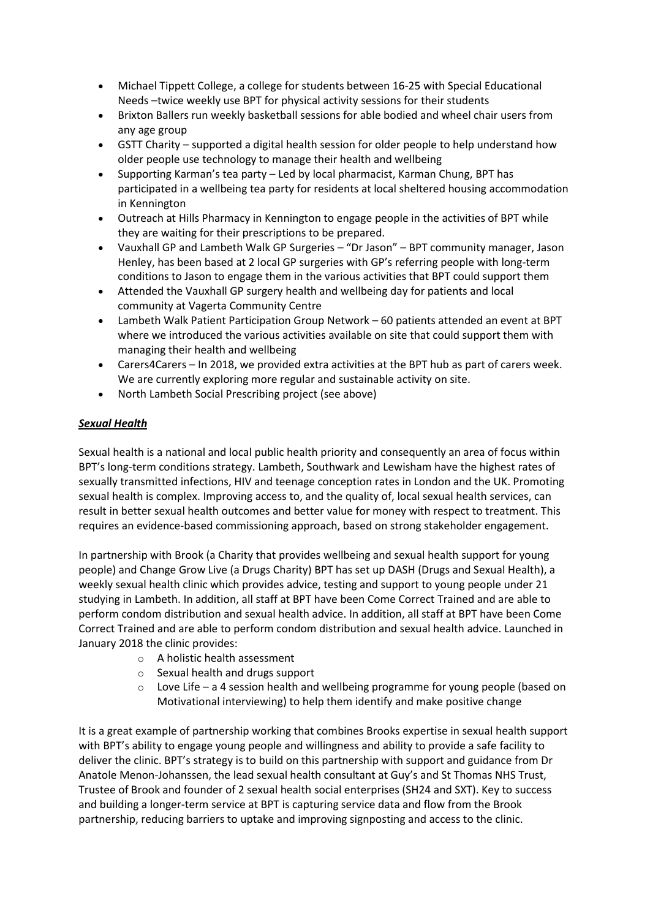- Michael Tippett College, a college for students between 16-25 with Special Educational Needs –twice weekly use BPT for physical activity sessions for their students
- Brixton Ballers run weekly basketball sessions for able bodied and wheel chair users from any age group
- GSTT Charity – supported a digital health session for older people to help understand how older people use technology to manage their health and wellbeing
- Supporting Karman's tea party – Led by local pharmacist, Karman Chung, BPT has participated in a wellbeing tea party for residents at local sheltered housing accommodation in Kennington
- Outreach at Hills Pharmacy in Kennington to engage people in the activities of BPT while they are waiting for their prescriptions to be prepared.
- Vauxhall GP and Lambeth Walk GP Surgeries – "Dr Jason" – BPT community manager, Jason Henley, has been based at 2 local GP surgeries with GP's referring people with long-term conditions to Jason to engage them in the various activities that BPT could support them
- Attended the Vauxhall GP surgery health and wellbeing day for patients and local community at Vagerta Community Centre
- Lambeth Walk Patient Participation Group Network – 60 patients attended an event at BPT where we introduced the various activities available on site that could support them with managing their health and wellbeing
- Carers4Carers – In 2018, we provided extra activities at the BPT hub as part of carers week. We are currently exploring more regular and sustainable activity on site.
- North Lambeth Social Prescribing project (see above)

***Sexual Health***

Sexual health is a national and local public health priority and consequently an area of focus within BPT's long-term conditions strategy. Lambeth, Southwark and Lewisham have the highest rates of sexually transmitted infections, HIV and teenage conception rates in London and the UK. Promoting sexual health is complex. Improving access to, and the quality of, local sexual health services, can result in better sexual health outcomes and better value for money with respect to treatment. This requires an evidence-based commissioning approach, based on strong stakeholder engagement.

In partnership with Brook (a Charity that provides wellbeing and sexual health support for young people) and Change Grow Live (a Drugs Charity) BPT has set up DASH (Drugs and Sexual Health), a weekly sexual health clinic which provides advice, testing and support to young people under 21 studying in Lambeth. In addition, all staff at BPT have been Come Correct Trained and are able to perform condom distribution and sexual health advice. In addition, all staff at BPT have been Come Correct Trained and are able to perform condom distribution and sexual health advice. Launched in January 2018 the clinic provides:

- A holistic health assessment
- Sexual health and drugs support
- Love Life – a 4 session health and wellbeing programme for young people (based on Motivational interviewing) to help them identify and make positive change

It is a great example of partnership working that combines Brooks expertise in sexual health support with BPT's ability to engage young people and willingness and ability to provide a safe facility to deliver the clinic. BPT's strategy is to build on this partnership with support and guidance from Dr Anatole Menon-Johanssen, the lead sexual health consultant at Guy's and St Thomas NHS Trust, Trustee of Brook and founder of 2 sexual health social enterprises (SH24 and SXT). Key to success and building a longer-term service at BPT is capturing service data and flow from the Brook partnership, reducing barriers to uptake and improving signposting and access to the clinic.